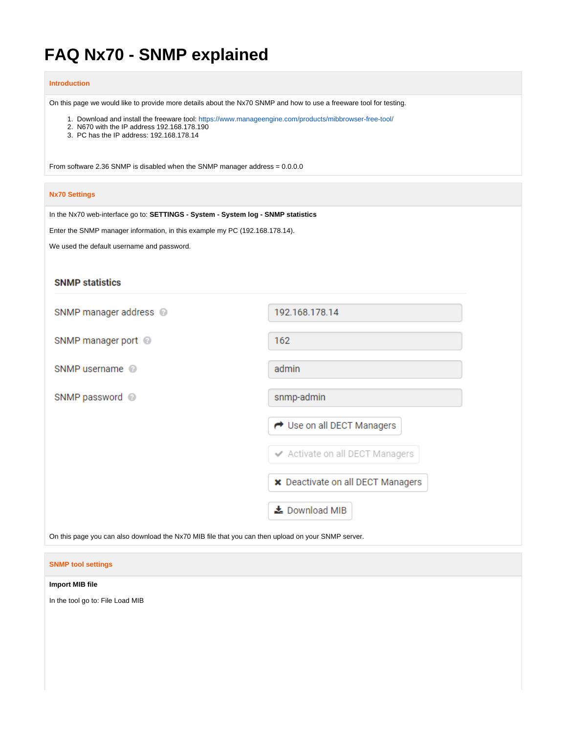# FAQ Nx70 - SNMP explained

## Introduction

On this page we would like to provide more details about the Nx70 SNMP and how to use a freeware tool for testing.

1. Download and install the freeware tool: https://www.manageengine.com/products/mibbrowser-free-tool/
2. N670 with the IP address 192.168.178.190
3. PC has the IP address: 192.168.178.14

From software 2.36 SNMP is disabled when the SNMP manager address = 0.0.0.0

## Nx70 Settings

In the Nx70 web-interface go to: **SETTINGS - System - System log - SNMP statistics**

Enter the SNMP manager information, in this example my PC (192.168.178.14).

We used the default username and password.

**SNMP statistics**

| | |
|---|---|
| SNMP manager address | 192.168.178.14 |
| SNMP manager port | 162 |
| SNMP username | admin |
| SNMP password | snmp-admin |

Use on all DECT Managers

Activate on all DECT Managers

Deactivate on all DECT Managers

Download MIB

On this page you can also download the Nx70 MIB file that you can then upload on your SNMP server.

## SNMP tool settings

**Import MIB file**

In the tool go to: File Load MIB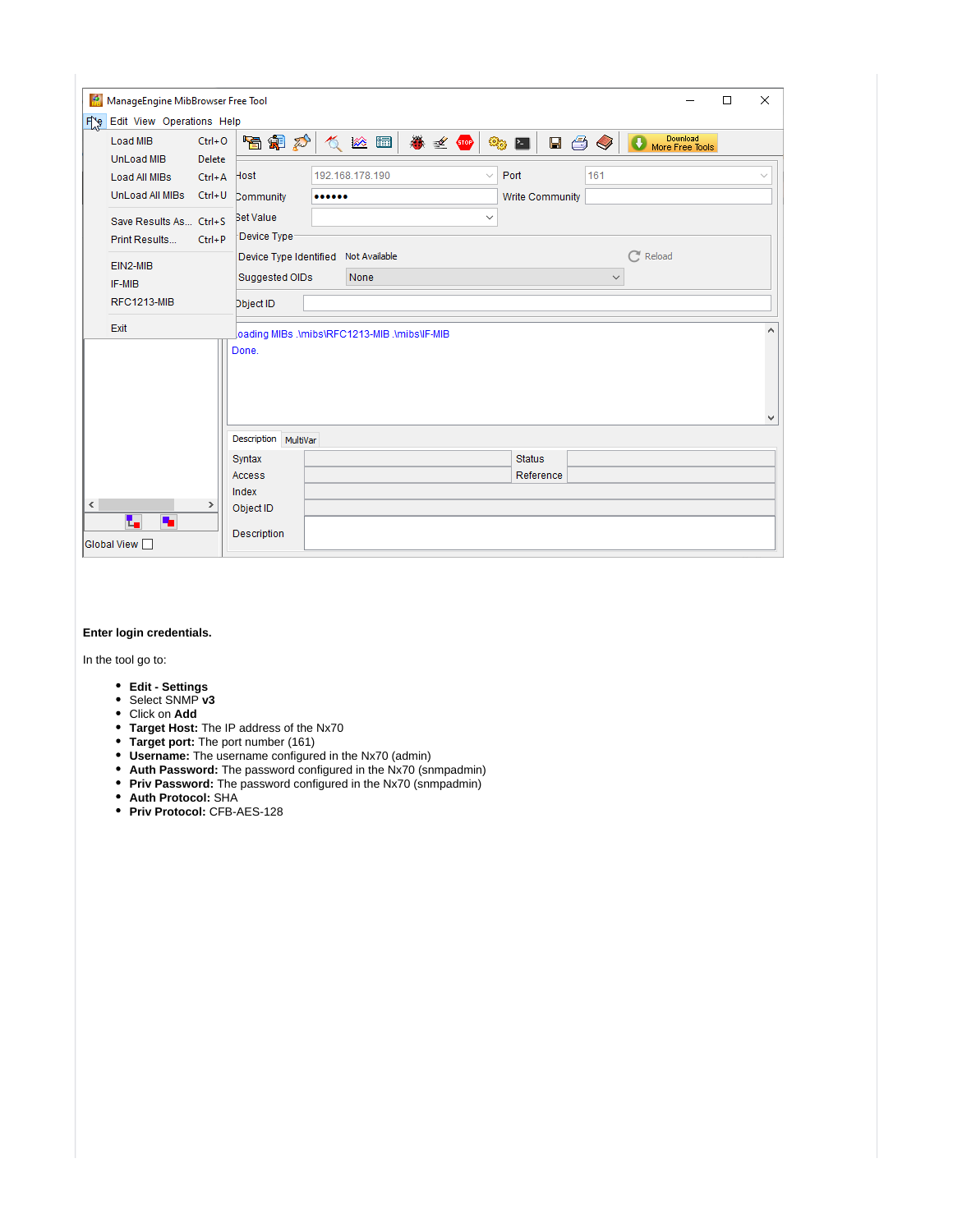**Enter login credentials.**

In the tool go to:

- **Edit - Settings**
- Select SNMP **v3**
- Click on **Add**
- **Target Host:** The IP address of the Nx70
- **Target port:** The port number (161)
- **Username:** The username configured in the Nx70 (admin)
- **Auth Password:** The password configured in the Nx70 (snmpadmin)
- **Priv Password:** The password configured in the Nx70 (snmpadmin)
- **Auth Protocol:** SHA
- **Priv Protocol:** CFB-AES-128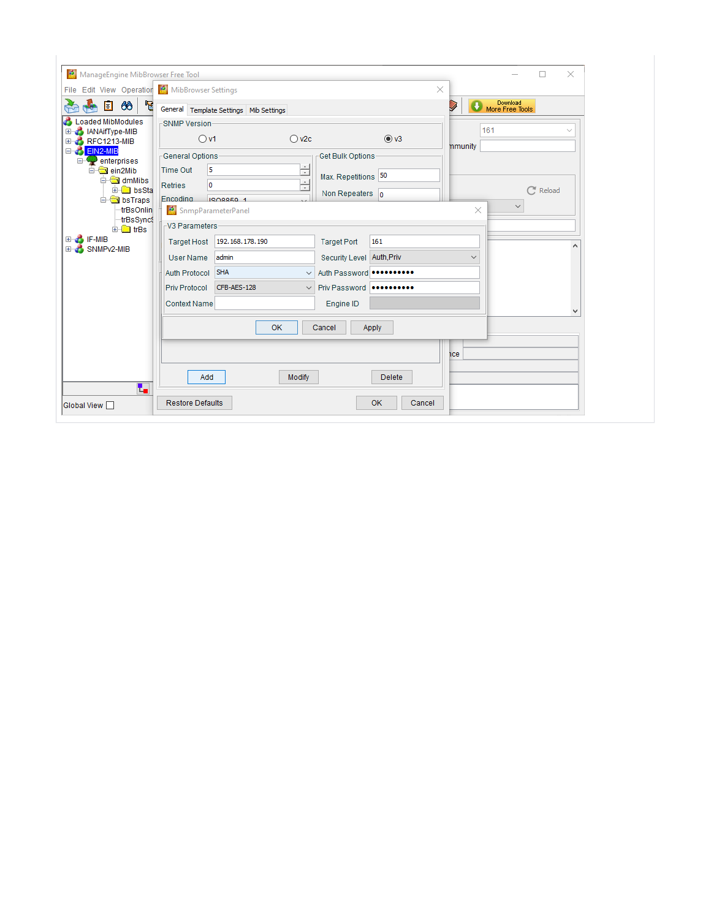ManageEngine MibBrowser Free Tool

File Edit View Operation

Loaded MibModules
- IANAifType-MIB
- RFC1213-MIB
- EIN2-MIB
  - enterprises
    - ein2Mib
      - dmMibs
        - bsSta
      - bsTraps
        - trBsOnlin
        - trBsSync
        - trBs
- IF-MIB
- SNMPv2-MIB

Global View

**MibBrowser Settings**

General | Template Settings | Mib Settings

SNMP Version: v1 | v2c | v3 (selected)

General Options

| Field | Value |
|---|---|
| Time Out | 5 |
| Retries | 0 |
| Encoding | ISO8859_1 |

Get Bulk Options

| Field | Value |
|---|---|
| Max. Repetitions | 50 |
| Non Repeaters | 0 |

Add | Modify | Delete

Restore Defaults | OK | Cancel

**SnmpParameterPanel**

V3 Parameters

| Field | Value | Field | Value |
|---|---|---|---|
| Target Host | 192.168.178.190 | Target Port | 161 |
| User Name | admin | Security Level | Auth,Priv |
| Auth Protocol | SHA | Auth Password | •••••••••• |
| Priv Protocol | CFB-AES-128 | Priv Password | •••••••••• |
| Context Name | | Engine ID | |

OK | Cancel | Apply

161

Community

Reload

Download More Free Tools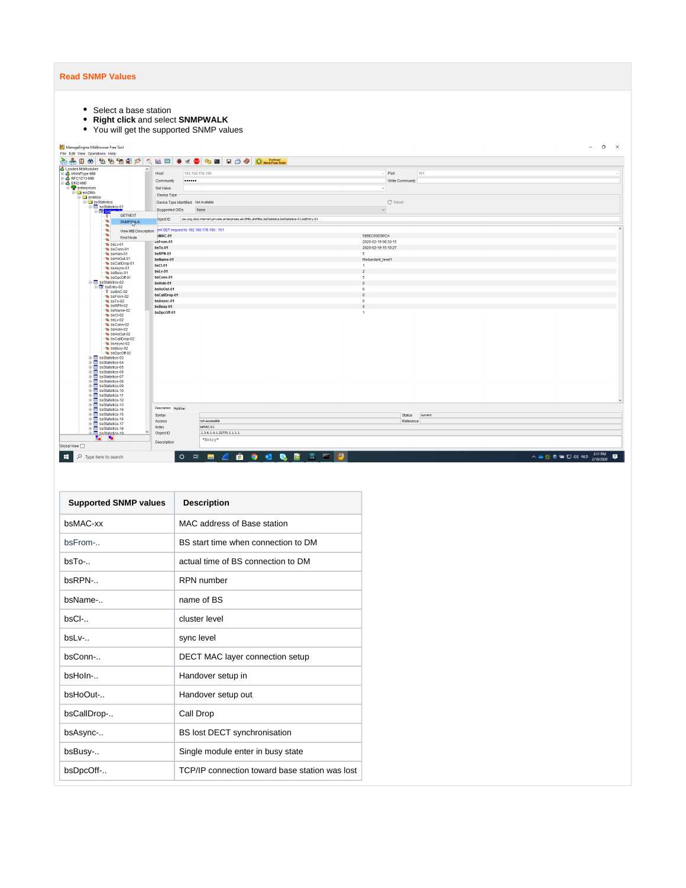### Read SNMP Values

- Select a base station
- **Right click** and select **SNMPWALK**
- You will get the supported SNMP values

| Supported SNMP values | Description |
|---|---|
| bsMAC-xx | MAC address of Base station |
| bsFrom-.. | BS start time when connection to DM |
| bsTo-.. | actual time of BS connection to DM |
| bsRPN-.. | RPN number |
| bsName-.. | name of BS |
| bsCl-.. | cluster level |
| bsLv-.. | sync level |
| bsConn-.. | DECT MAC layer connection setup |
| bsHoIn-.. | Handover setup in |
| bsHoOut-.. | Handover setup out |
| bsCallDrop-.. | Call Drop |
| bsAsync-.. | BS lost DECT synchronisation |
| bsBusy-.. | Single module enter in busy state |
| bsDpcOff-.. | TCP/IP connection toward base station was lost |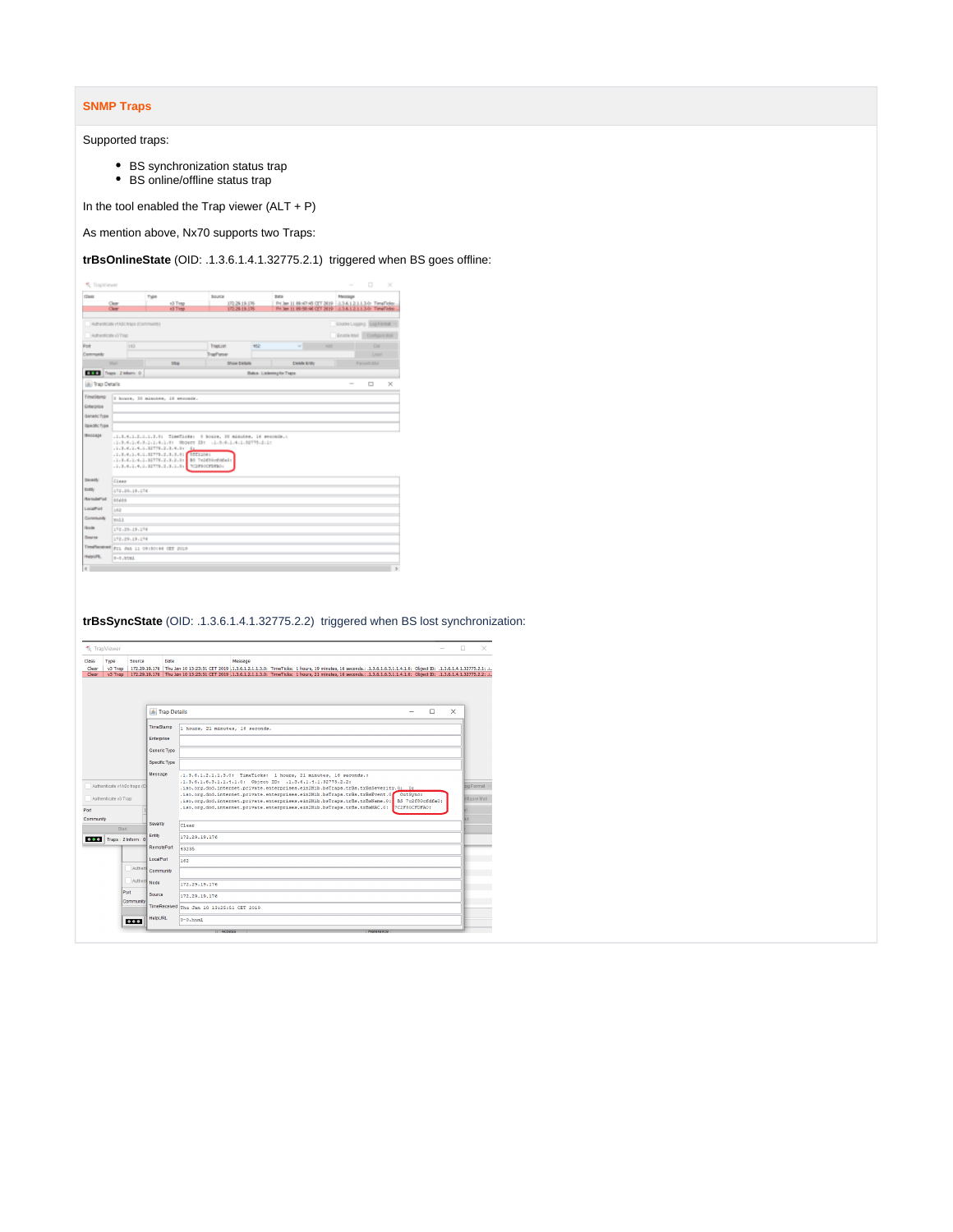## SNMP Traps

Supported traps:

- BS synchronization status trap
- BS online/offline status trap

In the tool enabled the Trap viewer (ALT + P)

As mention above, Nx70 supports two Traps:

**trBsOnlineState** (OID: .1.3.6.1.4.1.32775.2.1) triggered when BS goes offline:

**trBsSyncState** (OID: .1.3.6.1.4.1.32775.2.2) triggered when BS lost synchronization: